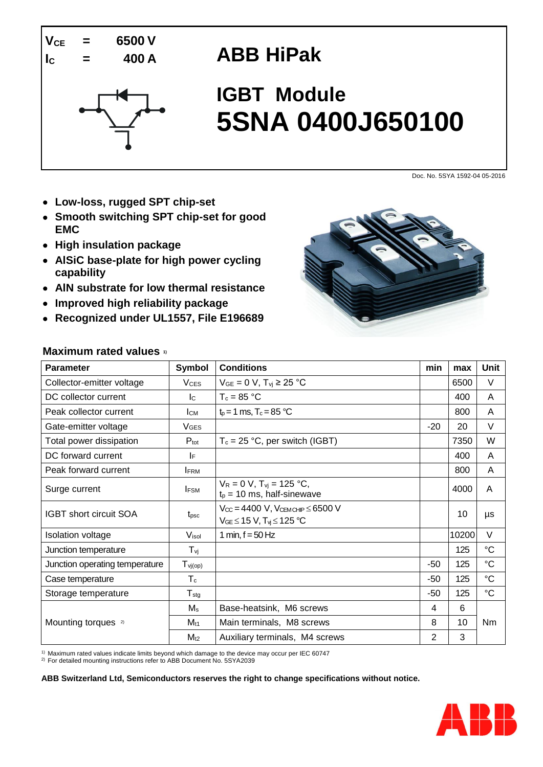$V_{CE}$ = 6500 V

$I_C$ = 400 A

# ABB HiPak

## IGBT Module

# 5SNA 0400J650100

Doc. No. 5SYA 1592-04 05-2016

- **Low-loss, rugged SPT chip-set**
- **Smooth switching SPT chip-set for good EMC**
- **High insulation package**
- **AlSiC base-plate for high power cycling capability**
- **AlN substrate for low thermal resistance**
- **Improved high reliability package**
- **Recognized under UL1557, File E196689**

### Maximum rated values [1)]

| Parameter | Symbol | Conditions | min | max | Unit |
|---|---|---|---|---|---|
| Collector-emitter voltage | $V_{CES}$ | $V_{GE}$ = 0 V, $T_{vj}$ ≥ 25 °C | | 6500 | V |
| DC collector current | $I_C$ | $T_c$ = 85 °C | | 400 | A |
| Peak collector current | $I_{CM}$ | $t_p$ = 1 ms, $T_c$ = 85 °C | | 800 | A |
| Gate-emitter voltage | $V_{GES}$ | | -20 | 20 | V |
| Total power dissipation | $P_{tot}$ | $T_c$ = 25 °C, per switch (IGBT) | | 7350 | W |
| DC forward current | $I_F$ | | | 400 | A |
| Peak forward current | $I_{FRM}$ | | | 800 | A |
| Surge current | $I_{FSM}$ | $V_R$ = 0 V, $T_{vj}$ = 125 °C, $t_p$ = 10 ms, half-sinewave | | 4000 | A |
| IGBT short circuit SOA | $t_{psc}$ | $V_{CC}$ = 4400 V, $V_{CEM\,CHIP}$ ≤ 6500 V $V_{GE}$ ≤ 15 V, $T_{vj}$ ≤ 125 °C | | 10 | µs |
| Isolation voltage | $V_{isol}$ | 1 min, f = 50 Hz | | 10200 | V |
| Junction temperature | $T_{vj}$ | | | 125 | °C |
| Junction operating temperature | $T_{vj(op)}$ | | -50 | 125 | °C |
| Case temperature | $T_c$ | | -50 | 125 | °C |
| Storage temperature | $T_{stg}$ | | -50 | 125 | °C |
| Mounting torques [2)] | $M_s$ | Base-heatsink, M6 screws | 4 | 6 | Nm |
| | $M_{t1}$ | Main terminals, M8 screws | 8 | 10 | |
| | $M_{t2}$ | Auxiliary terminals, M4 screws | 2 | 3 | |

[1)] Maximum rated values indicate limits beyond which damage to the device may occur per IEC 60747

[2)] For detailed mounting instructions refer to ABB Document No. 5SYA2039

**ABB Switzerland Ltd, Semiconductors reserves the right to change specifications without notice.**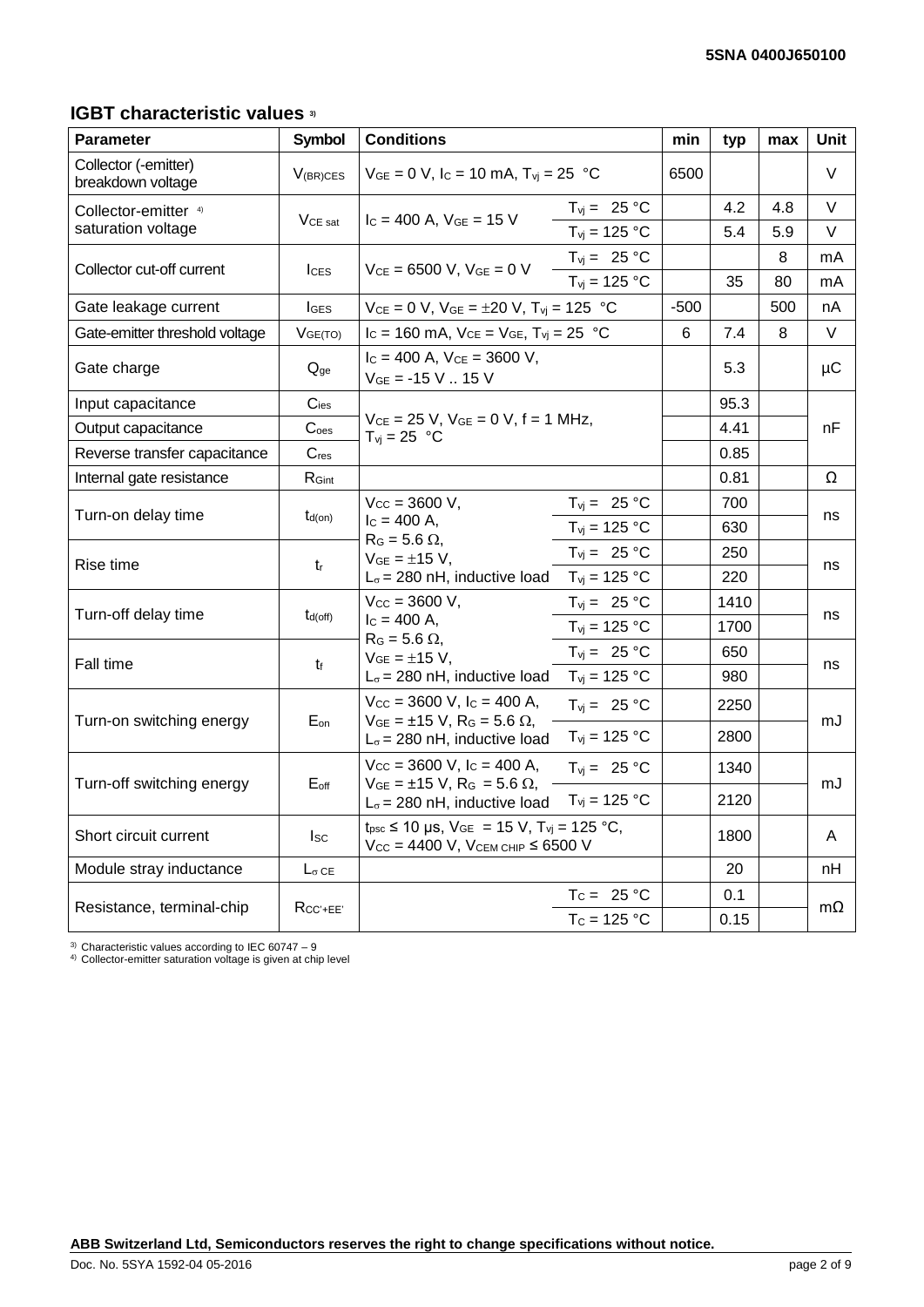## IGBT characteristic values [3]

| Parameter | Symbol | Conditions | | min | typ | max | Unit |
|---|---|---|---|---|---|---|---|
| Collector (-emitter) breakdown voltage | $V_{(BR)CES}$ | $V_{GE}$ = 0 V, $I_C$ = 10 mA, $T_{vj}$ = 25 °C | | 6500 | | | V |
| Collector-emitter [4] saturation voltage | $V_{CE\ sat}$ | $I_C$ = 400 A, $V_{GE}$ = 15 V | $T_{vj}$ = 25 °C | | 4.2 | 4.8 | V |
| | | | $T_{vj}$ = 125 °C | | 5.4 | 5.9 | V |
| Collector cut-off current | $I_{CES}$ | $V_{CE}$ = 6500 V, $V_{GE}$ = 0 V | $T_{vj}$ = 25 °C | | | 8 | mA |
| | | | $T_{vj}$ = 125 °C | | 35 | 80 | mA |
| Gate leakage current | $I_{GES}$ | $V_{CE}$ = 0 V, $V_{GE}$ = ±20 V, $T_{vj}$ = 125 °C | | -500 | | 500 | nA |
| Gate-emitter threshold voltage | $V_{GE(TO)}$ | $I_C$ = 160 mA, $V_{CE}$ = $V_{GE}$, $T_{vj}$ = 25 °C | | 6 | 7.4 | 8 | V |
| Gate charge | $Q_{ge}$ | $I_C$ = 400 A, $V_{CE}$ = 3600 V, $V_{GE}$ = -15 V .. 15 V | | | 5.3 | | µC |
| Input capacitance | $C_{ies}$ | $V_{CE}$ = 25 V, $V_{GE}$ = 0 V, f = 1 MHz, $T_{vj}$ = 25 °C | | | 95.3 | | nF |
| Output capacitance | $C_{oes}$ | | | | 4.41 | | |
| Reverse transfer capacitance | $C_{res}$ | | | | 0.85 | | |
| Internal gate resistance | $R_{Gint}$ | | | | 0.81 | | Ω |
| Turn-on delay time | $t_{d(on)}$ | $V_{CC}$ = 3600 V, $I_C$ = 400 A, $R_G$ = 5.6 Ω, $V_{GE}$ = ±15 V, $L_\sigma$ = 280 nH, inductive load | $T_{vj}$ = 25 °C | | 700 | | ns |
| | | | $T_{vj}$ = 125 °C | | 630 | | |
| Rise time | $t_r$ | | $T_{vj}$ = 25 °C | | 250 | | ns |
| | | | $T_{vj}$ = 125 °C | | 220 | | |
| Turn-off delay time | $t_{d(off)}$ | $V_{CC}$ = 3600 V, $I_C$ = 400 A, $R_G$ = 5.6 Ω, $V_{GE}$ = ±15 V, $L_\sigma$ = 280 nH, inductive load | $T_{vj}$ = 25 °C | | 1410 | | ns |
| | | | $T_{vj}$ = 125 °C | | 1700 | | |
| Fall time | $t_f$ | | $T_{vj}$ = 25 °C | | 650 | | ns |
| | | | $T_{vj}$ = 125 °C | | 980 | | |
| Turn-on switching energy | $E_{on}$ | $V_{CC}$ = 3600 V, $I_C$ = 400 A, $V_{GE}$ = ±15 V, $R_G$ = 5.6 Ω, $L_\sigma$ = 280 nH, inductive load | $T_{vj}$ = 25 °C | | 2250 | | mJ |
| | | | $T_{vj}$ = 125 °C | | 2800 | | |
| Turn-off switching energy | $E_{off}$ | $V_{CC}$ = 3600 V, $I_C$ = 400 A, $V_{GE}$ = ±15 V, $R_G$ = 5.6 Ω, $L_\sigma$ = 280 nH, inductive load | $T_{vj}$ = 25 °C | | 1340 | | mJ |
| | | | $T_{vj}$ = 125 °C | | 2120 | | |
| Short circuit current | $I_{SC}$ | $t_{psc}$ ≤ 10 µs, $V_{GE}$ = 15 V, $T_{vj}$ = 125 °C, $V_{CC}$ = 4400 V, $V_{CEM\ CHIP}$ ≤ 6500 V | | | 1800 | | A |
| Module stray inductance | $L_{\sigma\ CE}$ | | | | 20 | | nH |
| Resistance, terminal-chip | $R_{CC'+EE'}$ | | $T_C$ = 25 °C | | 0.1 | | mΩ |
| | | | $T_C$ = 125 °C | | 0.15 | | |

[3] Characteristic values according to IEC 60747 – 9
[4] Collector-emitter saturation voltage is given at chip level

**ABB Switzerland Ltd, Semiconductors reserves the right to change specifications without notice.**

Doc. No. 5SYA 1592-04 05-2016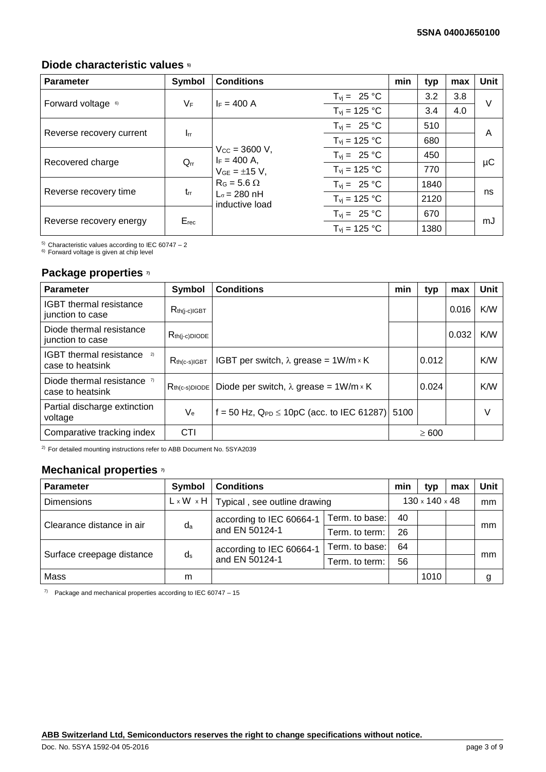## Diode characteristic values [5)]

| Parameter | Symbol | Conditions | | min | typ | max | Unit |
|---|---|---|---|---|---|---|---|
| Forward voltage [6)] | $V_F$ | $I_F$ = 400 A | $T_{vj}$ = 25 °C | | 3.2 | 3.8 | V |
| | | | $T_{vj}$ = 125 °C | | 3.4 | 4.0 | |
| Reverse recovery current | $I_{rr}$ | $V_{CC}$ = 3600 V, $I_F$ = 400 A, $V_{GE}$ = ±15 V, $R_G$ = 5.6 Ω, $L_\sigma$ = 280 nH inductive load | $T_{vj}$ = 25 °C | | 510 | | A |
| | | | $T_{vj}$ = 125 °C | | 680 | | |
| Recovered charge | $Q_{rr}$ | | $T_{vj}$ = 25 °C | | 450 | | µC |
| | | | $T_{vj}$ = 125 °C | | 770 | | |
| Reverse recovery time | $t_{rr}$ | | $T_{vj}$ = 25 °C | | 1840 | | ns |
| | | | $T_{vj}$ = 125 °C | | 2120 | | |
| Reverse recovery energy | $E_{rec}$ | | $T_{vj}$ = 25 °C | | 670 | | mJ |
| | | | $T_{vj}$ = 125 °C | | 1380 | | |

[5)] Characteristic values according to IEC 60747 – 2
[6)] Forward voltage is given at chip level

## Package properties [7)]

| Parameter | Symbol | Conditions | min | typ | max | Unit |
|---|---|---|---|---|---|---|
| IGBT thermal resistance junction to case | $R_{th(j-c)IGBT}$ | | | | 0.016 | K/W |
| Diode thermal resistance junction to case | $R_{th(j-c)DIODE}$ | | | | 0.032 | K/W |
| IGBT thermal resistance [2)] case to heatsink | $R_{th(c-s)IGBT}$ | IGBT per switch, λ grease = 1W/m × K | | 0.012 | | K/W |
| Diode thermal resistance [7)] case to heatsink | $R_{th(c-s)DIODE}$ | Diode per switch, λ grease = 1W/m × K | | 0.024 | | K/W |
| Partial discharge extinction voltage | $V_e$ | f = 50 Hz, $Q_{PD}$ ≤ 10pC (acc. to IEC 61287) | 5100 | | | V |
| Comparative tracking index | CTI | | | ≥ 600 | | |

[2)] For detailed mounting instructions refer to ABB Document No. 5SYA2039

## Mechanical properties [7)]

| Parameter | Symbol | Conditions | | min | typ | max | Unit |
|---|---|---|---|---|---|---|---|
| Dimensions | L × W × H | Typical , see outline drawing | | | 130 × 140 × 48 | | mm |
| Clearance distance in air | $d_a$ | according to IEC 60664-1 and EN 50124-1 | Term. to base: | 40 | | | mm |
| | | | Term. to term: | 26 | | | |
| Surface creepage distance | $d_s$ | according to IEC 60664-1 and EN 50124-1 | Term. to base: | 64 | | | mm |
| | | | Term. to term: | 56 | | | |
| Mass | m | | | | 1010 | | g |

[7)] Package and mechanical properties according to IEC 60747 – 15

**ABB Switzerland Ltd, Semiconductors reserves the right to change specifications without notice.**

Doc. No. 5SYA 1592-04 05-2016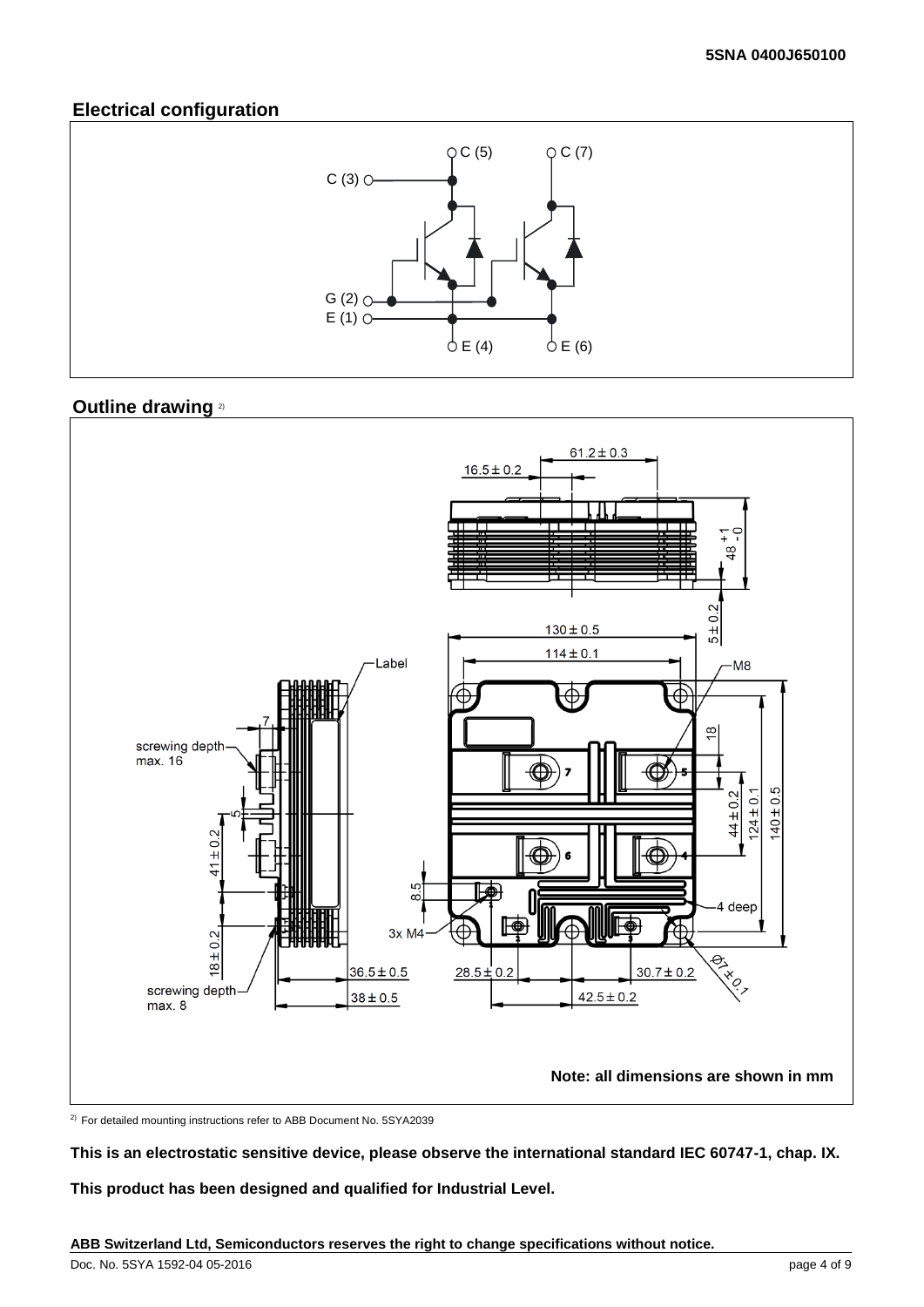## Electrical configuration

C (5) C (7)

C (3)

G (2)
E (1)

E (4) E (6)

## Outline drawing [2)]

Note: all dimensions are shown in mm

[2)] For detailed mounting instructions refer to ABB Document No. 5SYA2039

**This is an electrostatic sensitive device, please observe the international standard IEC 60747-1, chap. IX.**

**This product has been designed and qualified for Industrial Level.**

**ABB Switzerland Ltd, Semiconductors reserves the right to change specifications without notice.**

Doc. No. 5SYA 1592-04 05-2016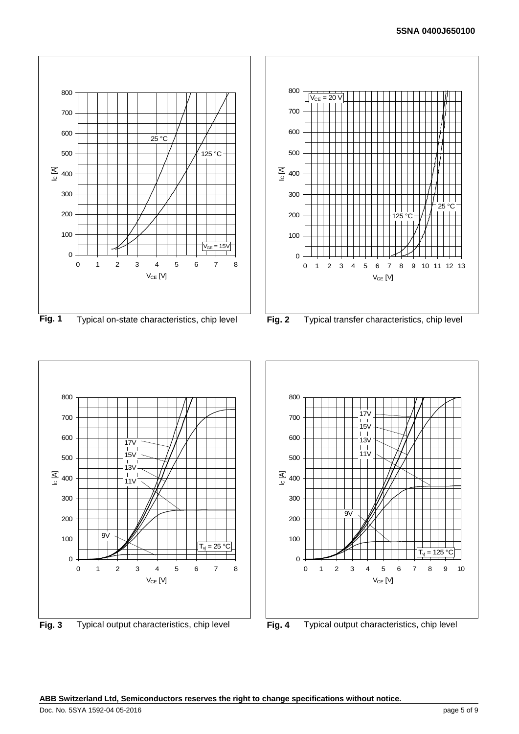**Fig. 1** Typical on-state characteristics, chip level

**Fig. 2** Typical transfer characteristics, chip level

**Fig. 3** Typical output characteristics, chip level

**Fig. 4** Typical output characteristics, chip level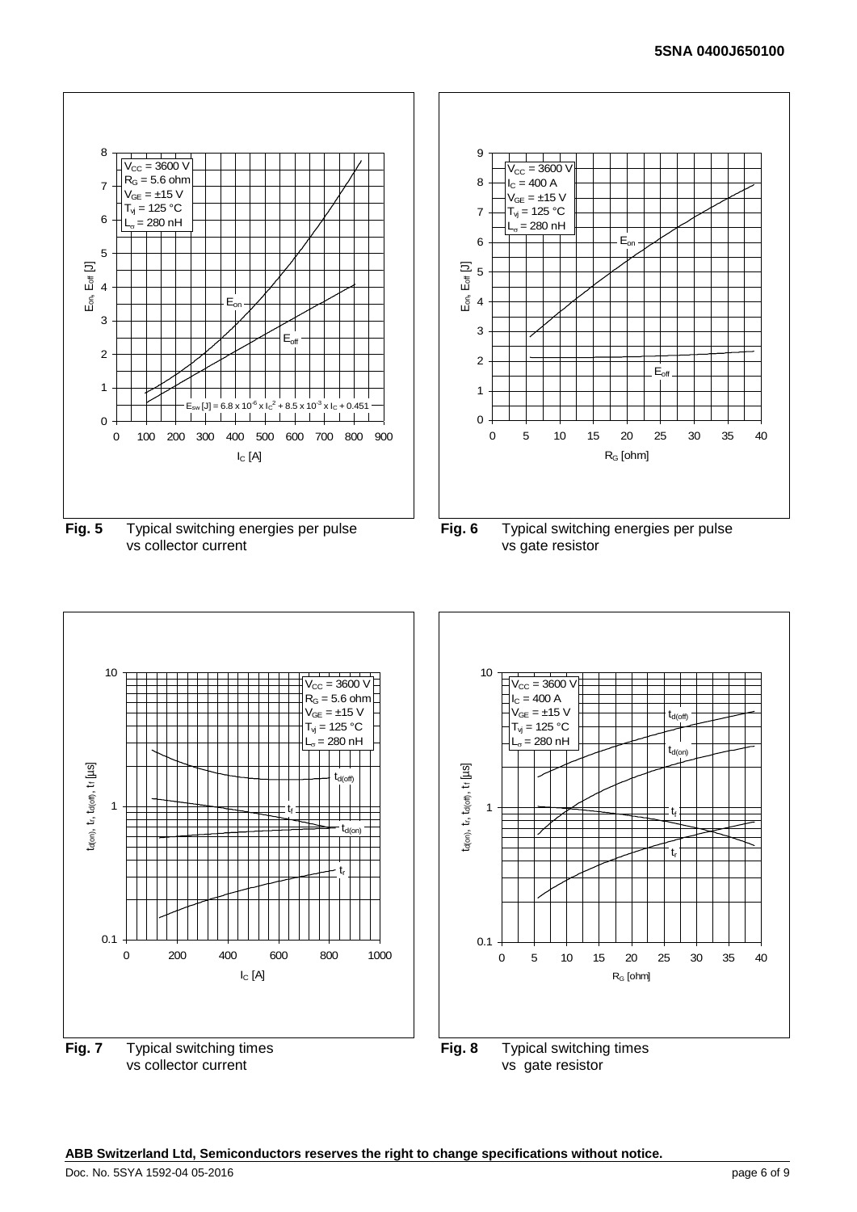$V_{CC}$ = 3600 V
$R_G$ = 5.6 ohm
$V_{GE}$ = ±15 V
$T_{vj}$ = 125 °C
$L_\sigma$ = 280 nH

$E_{sw}$ [J] = 6.8 x $10^{-6}$ x $I_C^2$ + 8.5 x $10^{-3}$ x $I_C$ + 0.451

**Fig. 5** Typical switching energies per pulse vs collector current

$V_{CC}$ = 3600 V
$I_C$ = 400 A
$V_{GE}$ = ±15 V
$T_{vj}$ = 125 °C
$L_\sigma$ = 280 nH

**Fig. 6** Typical switching energies per pulse vs gate resistor

$V_{CC}$ = 3600 V
$R_G$ = 5.6 ohm
$V_{GE}$ = ±15 V
$T_{vj}$ = 125 °C
$L_\sigma$ = 280 nH

**Fig. 7** Typical switching times vs collector current

$V_{CC}$ = 3600 V
$I_C$ = 400 A
$V_{GE}$ = ±15 V
$T_{vj}$ = 125 °C
$L_\sigma$ = 280 nH

**Fig. 8** Typical switching times vs gate resistor

**ABB Switzerland Ltd, Semiconductors reserves the right to change specifications without notice.**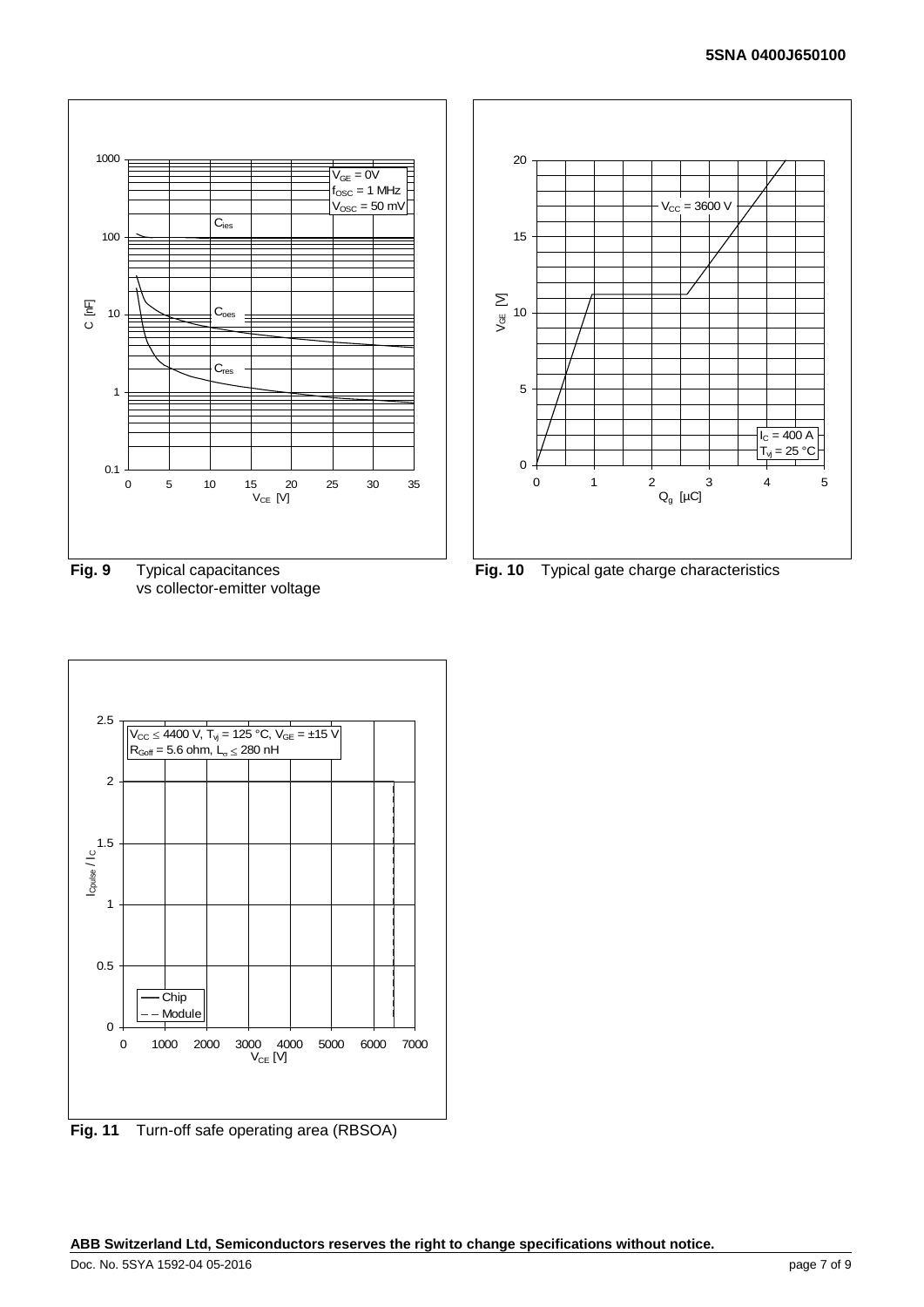**Fig. 9** Typical capacitances vs collector-emitter voltage

**Fig. 10** Typical gate charge characteristics

**Fig. 11** Turn-off safe operating area (RBSOA)

**ABB Switzerland Ltd, Semiconductors reserves the right to change specifications without notice.**

Doc. No. 5SYA 1592-04 05-2016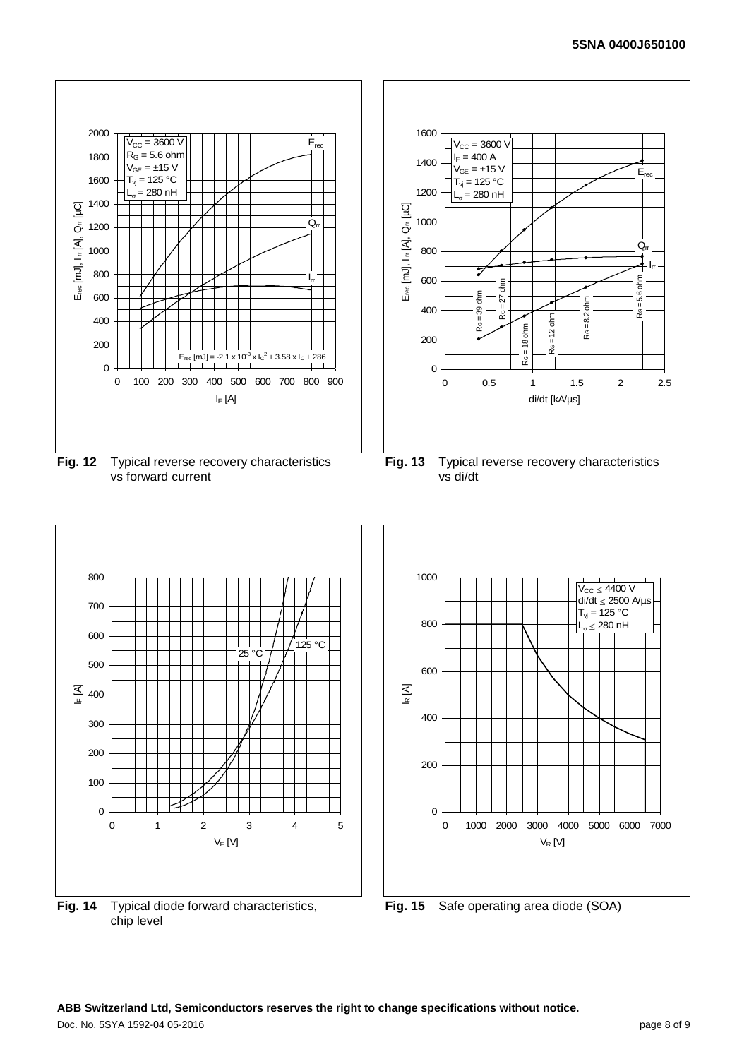Fig. 12 Typical reverse recovery characteristics vs forward current

Fig. 13 Typical reverse recovery characteristics vs di/dt

Fig. 14 Typical diode forward characteristics, chip level

Fig. 15 Safe operating area diode (SOA)

**ABB Switzerland Ltd, Semiconductors reserves the right to change specifications without notice.**

Doc. No. 5SYA 1592-04 05-2016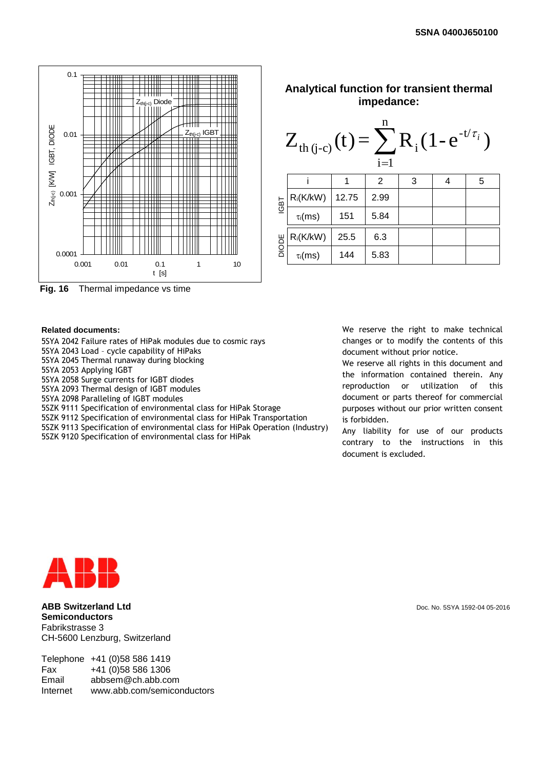0.1

0.01

0.001

0.0001

$Z_{th(j-c)}$ [K/W] IGBT, DIODE

$Z_{th(j-c)}$ Diode

$Z_{th(j-c)}$ IGBT

0.001 0.01 0.1 1 10

t [s]

**Fig. 16** Thermal impedance vs time

### Analytical function for transient thermal impedance:

$$Z_{th\,(j\text{-}c)}(t) = \sum_{i=1}^{n} R_i (1 - e^{-t/\tau_i})$$

| | i | 1 | 2 | 3 | 4 | 5 |
|---|---|---|---|---|---|---|
| IGBT | $R_i$(K/kW) | 12.75 | 2.99 | | | |
| | $\tau_i$(ms) | 151 | 5.84 | | | |
| DIODE | $R_i$(K/kW) | 25.5 | 6.3 | | | |
| | $\tau_i$(ms) | 144 | 5.83 | | | |

**Related documents:**

5SYA 2042 Failure rates of HiPak modules due to cosmic rays
5SYA 2043 Load – cycle capability of HiPaks
5SYA 2045 Thermal runaway during blocking
5SYA 2053 Applying IGBT
5SYA 2058 Surge currents for IGBT diodes
5SYA 2093 Thermal design of IGBT modules
5SYA 2098 Paralleling of IGBT modules
5SZK 9111 Specification of environmental class for HiPak Storage
5SZK 9112 Specification of environmental class for HiPak Transportation
5SZK 9113 Specification of environmental class for HiPak Operation (Industry)
5SZK 9120 Specification of environmental class for HiPak

We reserve the right to make technical changes or to modify the contents of this document without prior notice.

We reserve all rights in this document and the information contained therein. Any reproduction or utilization of this document or parts thereof for commercial purposes without our prior written consent is forbidden.

Any liability for use of our products contrary to the instructions in this document is excluded.

**ABB Switzerland Ltd**
**Semiconductors**
Fabrikstrasse 3
CH-5600 Lenzburg, Switzerland

Telephone +41 (0)58 586 1419
Fax +41 (0)58 586 1306
Email abbsem@ch.abb.com
Internet www.abb.com/semiconductors

Doc. No. 5SYA 1592-04 05-2016